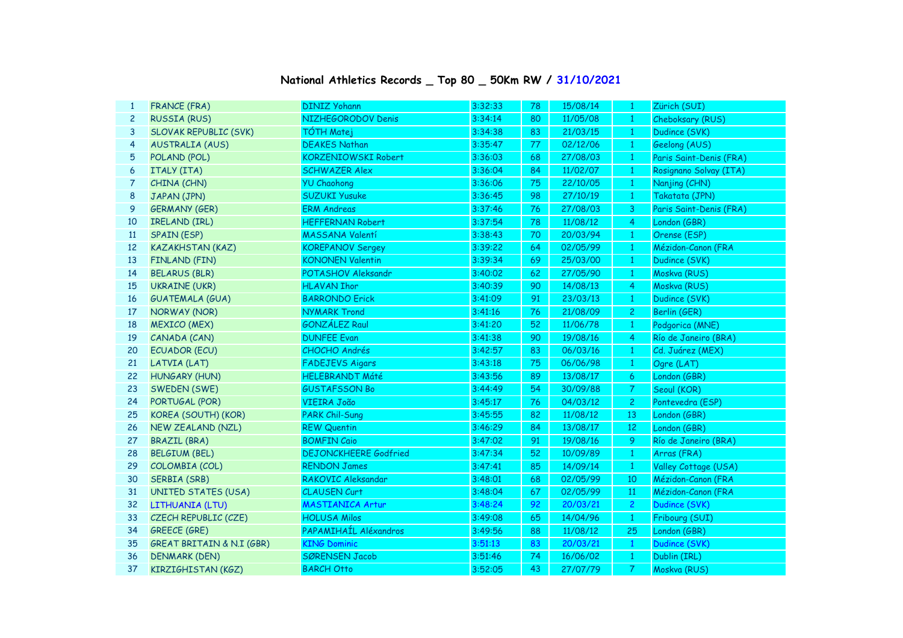# National Athletics Records _ Top 80 _ 50Km RW / 31/10/2021

| | | | | | | | |
|---|---|---|---|---|---|---|---|
| 1 | FRANCE (FRA) | DINIZ Yohann | 3:32:33 | 78 | 15/08/14 | 1 | Zürich (SUI) |
| 2 | RUSSIA (RUS) | NIZHEGORODOV Denis | 3:34:14 | 80 | 11/05/08 | 1 | Cheboksary (RUS) |
| 3 | SLOVAK REPUBLIC (SVK) | TÓTH Matej | 3:34:38 | 83 | 21/03/15 | 1 | Dudince (SVK) |
| 4 | AUSTRALIA (AUS) | DEAKES Nathan | 3:35:47 | 77 | 02/12/06 | 1 | Geelong (AUS) |
| 5 | POLAND (POL) | KORZENIOWSKI Robert | 3:36:03 | 68 | 27/08/03 | 1 | Paris Saint-Denis (FRA) |
| 6 | ITALY (ITA) | SCHWAZER Alex | 3:36:04 | 84 | 11/02/07 | 1 | Rosignano Solvay (ITA) |
| 7 | CHINA (CHN) | YU Chaohong | 3:36:06 | 75 | 22/10/05 | 1 | Nanjing (CHN) |
| 8 | JAPAN (JPN) | SUZUKI Yusuke | 3:36:45 | 98 | 27/10/19 | 1 | Takatata (JPN) |
| 9 | GERMANY (GER) | ERM Andreas | 3:37:46 | 76 | 27/08/03 | 3 | Paris Saint-Denis (FRA) |
| 10 | IRELAND (IRL) | HEFFERNAN Robert | 3:37:54 | 78 | 11/08/12 | 4 | London (GBR) |
| 11 | SPAIN (ESP) | MASSANA Valentí | 3:38:43 | 70 | 20/03/94 | 1 | Orense (ESP) |
| 12 | KAZAKHSTAN (KAZ) | KOREPANOV Sergey | 3:39:22 | 64 | 02/05/99 | 1 | Mézidon-Canon (FRA |
| 13 | FINLAND (FIN) | KONONEN Valentin | 3:39:34 | 69 | 25/03/00 | 1 | Dudince (SVK) |
| 14 | BELARUS (BLR) | POTASHOV Aleksandr | 3:40:02 | 62 | 27/05/90 | 1 | Moskva (RUS) |
| 15 | UKRAINE (UKR) | HLAVAN Ihor | 3:40:39 | 90 | 14/08/13 | 4 | Moskva (RUS) |
| 16 | GUATEMALA (GUA) | BARRONDO Erick | 3:41:09 | 91 | 23/03/13 | 1 | Dudince (SVK) |
| 17 | NORWAY (NOR) | NYMARK Trond | 3:41:16 | 76 | 21/08/09 | 2 | Berlin (GER) |
| 18 | MEXICO (MEX) | GONZÁLEZ Raul | 3:41:20 | 52 | 11/06/78 | 1 | Podgorica (MNE) |
| 19 | CANADA (CAN) | DUNFEE Evan | 3:41:38 | 90 | 19/08/16 | 4 | Río de Janeiro (BRA) |
| 20 | ECUADOR (ECU) | CHOCHO Andrés | 3:42:57 | 83 | 06/03/16 | 1 | Cd. Juárez (MEX) |
| 21 | LATVIA (LAT) | FADEJEVS Aigars | 3:43:18 | 75 | 06/06/98 | 1 | Ogre (LAT) |
| 22 | HUNGARY (HUN) | HELEBRANDT Máté | 3:43:56 | 89 | 13/08/17 | 6 | London (GBR) |
| 23 | SWEDEN (SWE) | GUSTAFSSON Bo | 3:44:49 | 54 | 30/09/88 | 7 | Seoul (KOR) |
| 24 | PORTUGAL (POR) | VIEIRA João | 3:45:17 | 76 | 04/03/12 | 2 | Pontevedra (ESP) |
| 25 | KOREA (SOUTH) (KOR) | PARK Chil-Sung | 3:45:55 | 82 | 11/08/12 | 13 | London (GBR) |
| 26 | NEW ZEALAND (NZL) | REW Quentin | 3:46:29 | 84 | 13/08/17 | 12 | London (GBR) |
| 27 | BRAZIL (BRA) | BOMFIN Caio | 3:47:02 | 91 | 19/08/16 | 9 | Río de Janeiro (BRA) |
| 28 | BELGIUM (BEL) | DEJONCKHEERE Godfried | 3:47:34 | 52 | 10/09/89 | 1 | Arras (FRA) |
| 29 | COLOMBIA (COL) | RENDON James | 3:47:41 | 85 | 14/09/14 | 1 | Valley Cottage (USA) |
| 30 | SERBIA (SRB) | RAKOVIC Aleksandar | 3:48:01 | 68 | 02/05/99 | 10 | Mézidon-Canon (FRA |
| 31 | UNITED STATES (USA) | CLAUSEN Curt | 3:48:04 | 67 | 02/05/99 | 11 | Mézidon-Canon (FRA |
| 32 | LITHUANIA (LTU) | MASTIANICA Artur | 3:48:24 | 92 | 20/03/21 | 2 | Dudince (SVK) |
| 33 | CZECH REPUBLIC (CZE) | HOLUSA Milos | 3:49:08 | 65 | 14/04/96 | 1 | Fribourg (SUI) |
| 34 | GREECE (GRE) | PAPAMIHAÍL Aléxandros | 3:49:56 | 88 | 11/08/12 | 25 | London (GBR) |
| 35 | GREAT BRITAIN & N.I (GBR) | KING Dominic | 3:51:13 | 83 | 20/03/21 | 1 | Dudince (SVK) |
| 36 | DENMARK (DEN) | SØRENSEN Jacob | 3:51:46 | 74 | 16/06/02 | 1 | Dublin (IRL) |
| 37 | KIRZIGHISTAN (KGZ) | BARCH Otto | 3:52:05 | 43 | 27/07/79 | 7 | Moskva (RUS) |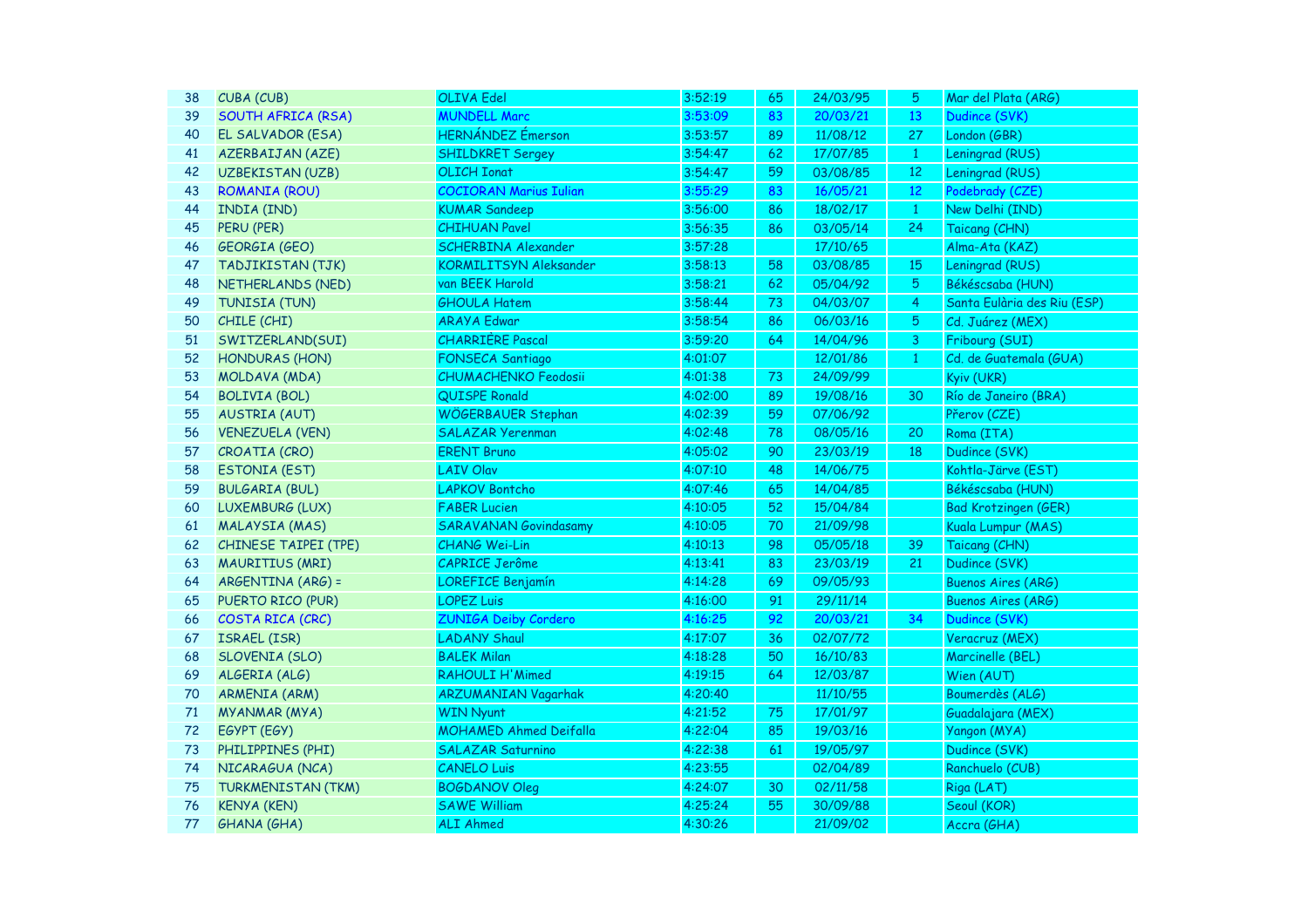| | | | | | | | |
|---|---|---|---|---|---|---|---|
| 38 | CUBA (CUB) | OLIVA Edel | 3:52:19 | 65 | 24/03/95 | 5 | Mar del Plata (ARG) |
| 39 | SOUTH AFRICA (RSA) | MUNDELL Marc | 3:53:09 | 83 | 20/03/21 | 13 | Dudince (SVK) |
| 40 | EL SALVADOR (ESA) | HERNÁNDEZ Émerson | 3:53:57 | 89 | 11/08/12 | 27 | London (GBR) |
| 41 | AZERBAIJAN (AZE) | SHILDKRET Sergey | 3:54:47 | 62 | 17/07/85 | 1 | Leningrad (RUS) |
| 42 | UZBEKISTAN (UZB) | OLICH Ionat | 3:54:47 | 59 | 03/08/85 | 12 | Leningrad (RUS) |
| 43 | ROMANIA (ROU) | COCIORAN Marius Iulian | 3:55:29 | 83 | 16/05/21 | 12 | Podebrady (CZE) |
| 44 | INDIA (IND) | KUMAR Sandeep | 3:56:00 | 86 | 18/02/17 | 1 | New Delhi (IND) |
| 45 | PERU (PER) | CHIHUAN Pavel | 3:56:35 | 86 | 03/05/14 | 24 | Taicang (CHN) |
| 46 | GEORGIA (GEO) | SCHERBINA Alexander | 3:57:28 | | 17/10/65 | | Alma-Ata (KAZ) |
| 47 | TADJIKISTAN (TJK) | KORMILITSYN Aleksander | 3:58:13 | 58 | 03/08/85 | 15 | Leningrad (RUS) |
| 48 | NETHERLANDS (NED) | van BEEK Harold | 3:58:21 | 62 | 05/04/92 | 5 | Békéscsaba (HUN) |
| 49 | TUNISIA (TUN) | GHOULA Hatem | 3:58:44 | 73 | 04/03/07 | 4 | Santa Eulària des Riu (ESP) |
| 50 | CHILE (CHI) | ARAYA Edwar | 3:58:54 | 86 | 06/03/16 | 5 | Cd. Juárez (MEX) |
| 51 | SWITZERLAND(SUI) | CHARRIÈRE Pascal | 3:59:20 | 64 | 14/04/96 | 3 | Fribourg (SUI) |
| 52 | HONDURAS (HON) | FONSECA Santiago | 4:01:07 | | 12/01/86 | 1 | Cd. de Guatemala (GUA) |
| 53 | MOLDAVA (MDA) | CHUMACHENKO Feodosii | 4:01:38 | 73 | 24/09/99 | | Kyiv (UKR) |
| 54 | BOLIVIA (BOL) | QUISPE Ronald | 4:02:00 | 89 | 19/08/16 | 30 | Río de Janeiro (BRA) |
| 55 | AUSTRIA (AUT) | WÖGERBAUER Stephan | 4:02:39 | 59 | 07/06/92 | | Přerov (CZE) |
| 56 | VENEZUELA (VEN) | SALAZAR Yerenman | 4:02:48 | 78 | 08/05/16 | 20 | Roma (ITA) |
| 57 | CROATIA (CRO) | ERENT Bruno | 4:05:02 | 90 | 23/03/19 | 18 | Dudince (SVK) |
| 58 | ESTONIA (EST) | LAIV Olav | 4:07:10 | 48 | 14/06/75 | | Kohtla-Järve (EST) |
| 59 | BULGARIA (BUL) | LAPKOV Bontcho | 4:07:46 | 65 | 14/04/85 | | Békéscsaba (HUN) |
| 60 | LUXEMBURG (LUX) | FABER Lucien | 4:10:05 | 52 | 15/04/84 | | Bad Krotzingen (GER) |
| 61 | MALAYSIA (MAS) | SARAVANAN Govindasamy | 4:10:05 | 70 | 21/09/98 | | Kuala Lumpur (MAS) |
| 62 | CHINESE TAIPEI (TPE) | CHANG Wei-Lin | 4:10:13 | 98 | 05/05/18 | 39 | Taicang (CHN) |
| 63 | MAURITIUS (MRI) | CAPRICE Jerôme | 4:13:41 | 83 | 23/03/19 | 21 | Dudince (SVK) |
| 64 | ARGENTINA (ARG) = | LOREFICE Benjamín | 4:14:28 | 69 | 09/05/93 | | Buenos Aires (ARG) |
| 65 | PUERTO RICO (PUR) | LOPEZ Luis | 4:16:00 | 91 | 29/11/14 | | Buenos Aires (ARG) |
| 66 | COSTA RICA (CRC) | ZUNIGA Deiby Cordero | 4:16:25 | 92 | 20/03/21 | 34 | Dudince (SVK) |
| 67 | ISRAEL (ISR) | LADANY Shaul | 4:17:07 | 36 | 02/07/72 | | Veracruz (MEX) |
| 68 | SLOVENIA (SLO) | BALEK Milan | 4:18:28 | 50 | 16/10/83 | | Marcinelle (BEL) |
| 69 | ALGERIA (ALG) | RAHOULI H'Mimed | 4:19:15 | 64 | 12/03/87 | | Wien (AUT) |
| 70 | ARMENIA (ARM) | ARZUMANIAN Vagarhak | 4:20:40 | | 11/10/55 | | Boumerdès (ALG) |
| 71 | MYANMAR (MYA) | WIN Nyunt | 4:21:52 | 75 | 17/01/97 | | Guadalajara (MEX) |
| 72 | EGYPT (EGY) | MOHAMED Ahmed Deifalla | 4:22:04 | 85 | 19/03/16 | | Yangon (MYA) |
| 73 | PHILIPPINES (PHI) | SALAZAR Saturnino | 4:22:38 | 61 | 19/05/97 | | Dudince (SVK) |
| 74 | NICARAGUA (NCA) | CANELO Luis | 4:23:55 | | 02/04/89 | | Ranchuelo (CUB) |
| 75 | TURKMENISTAN (TKM) | BOGDANOV Oleg | 4:24:07 | 30 | 02/11/58 | | Riga (LAT) |
| 76 | KENYA (KEN) | SAWE William | 4:25:24 | 55 | 30/09/88 | | Seoul (KOR) |
| 77 | GHANA (GHA) | ALI Ahmed | 4:30:26 | | 21/09/02 | | Accra (GHA) |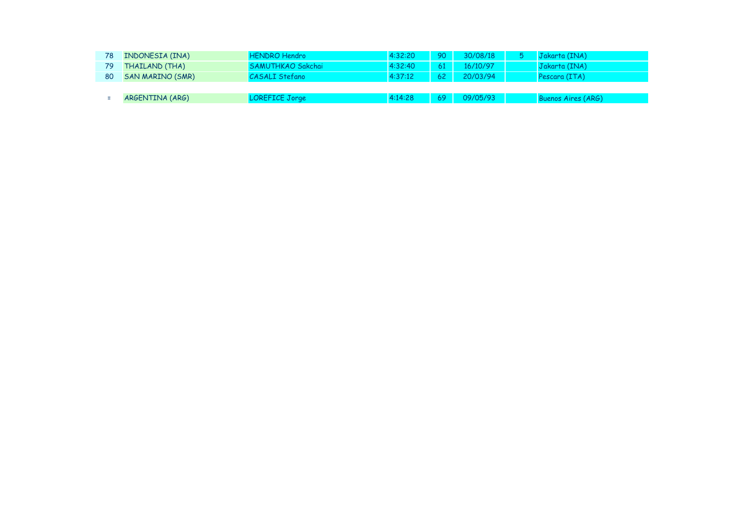| | | | | | | | |
|---|---|---|---|---|---|---|---|
| 78 | INDONESIA (INA) | HENDRO Hendro | 4:32:20 | 90 | 30/08/18 | 5 | Jakarta (INA) |
| 79 | THAILAND (THA) | SAMUTHKAO Sakchai | 4:32:40 | 61 | 16/10/97 | | Jakarta (INA) |
| 80 | SAN MARINO (SMR) | CASALI Stefano | 4:37:12 | 62 | 20/03/94 | | Pescara (ITA) |
| | | | | | | | |
| = | ARGENTINA (ARG) | LOREFICE Jorge | 4:14:28 | 69 | 09/05/93 | | Buenos Aires (ARG) |